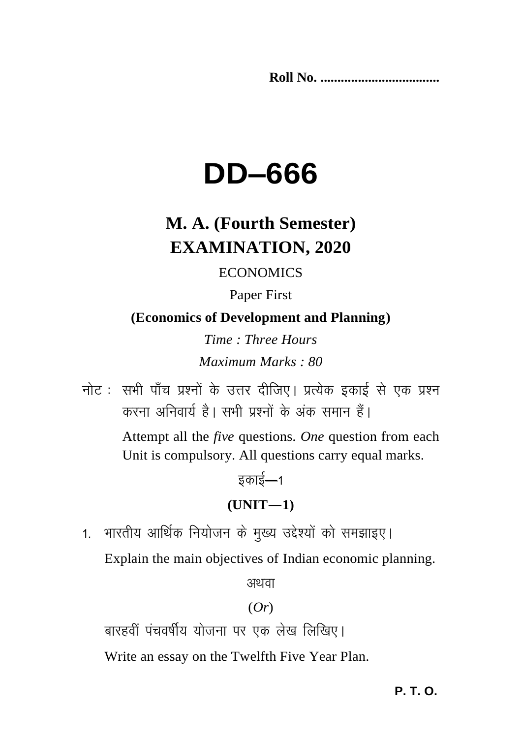**Roll No. ...................................**

# DD–666

## M. A. (Fourth Semester) EXAMINATION, 2020

ECONOMICS

Paper First

**(Economics of Development and Planning)**

*Time : Three Hours*

*Maximum Marks : 80*

नोट : सभी पाँच प्रश्नों के उत्तर दीजिए। प्रत्येक इकाई से एक प्रश्न करना अनिवार्य है। सभी प्रश्नों के अंक समान हैं।

Attempt all the *five* questions. *One* question from each Unit is compulsory. All questions carry equal marks.

इकाई—1

**(UNIT—1)**

1. भारतीय आर्थिक नियोजन के मुख्य उद्देश्यों को समझाइए।

   Explain the main objectives of Indian economic planning.

   अथवा

   (*Or*)

   बारहवीं पंचवर्षीय योजना पर एक लेख लिखिए।

   Write an essay on the Twelfth Five Year Plan.

**P. T. O.**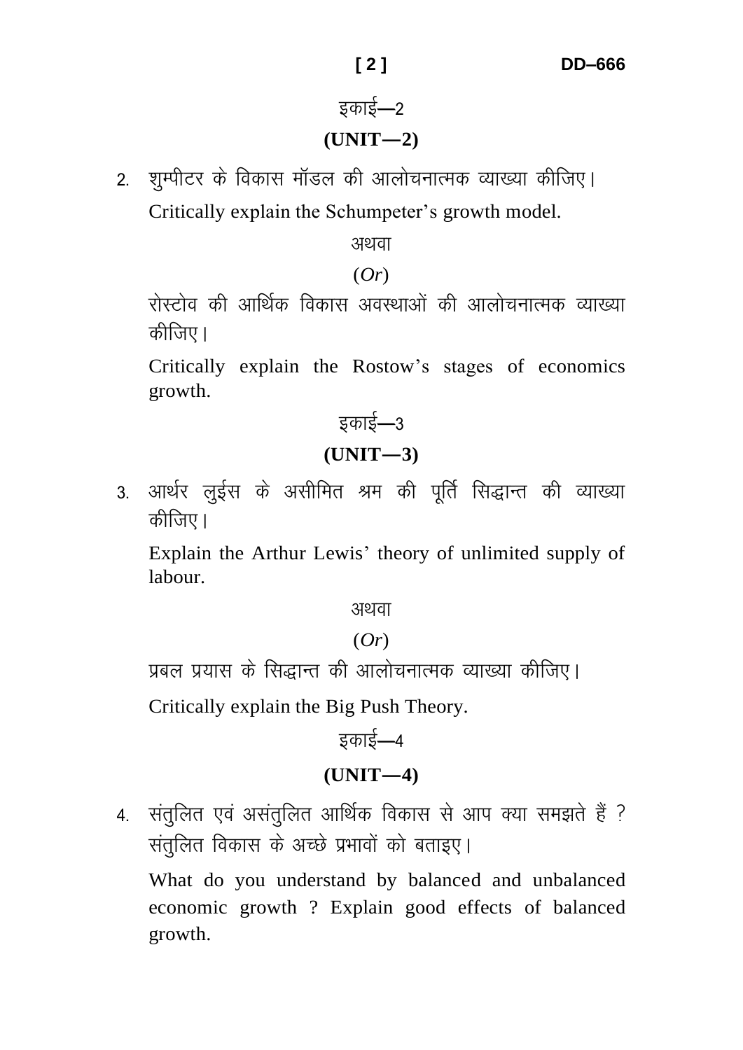इकाई—2

**(UNIT—2)**

2. शुम्पीटर के विकास मॉडल की आलोचनात्मक व्याख्या कीजिए।

   Critically explain the Schumpeter's growth model.

   अथवा

   (*Or*)

   रोस्टोव की आर्थिक विकास अवस्थाओं की आलोचनात्मक व्याख्या कीजिए।

   Critically explain the Rostow's stages of economics growth.

इकाई—3

**(UNIT—3)**

3. आर्थर लुईस के असीमित श्रम की पूर्ति सिद्धान्त की व्याख्या कीजिए।

   Explain the Arthur Lewis' theory of unlimited supply of labour.

   अथवा

   (*Or*)

   प्रबल प्रयास के सिद्धान्त की आलोचनात्मक व्याख्या कीजिए।

   Critically explain the Big Push Theory.

इकाई—4

**(UNIT—4)**

4. संतुलित एवं असंतुलित आर्थिक विकास से आप क्या समझते हैं ? संतुलित विकास के अच्छे प्रभावों को बताइए।

   What do you understand by balanced and unbalanced economic growth ? Explain good effects of balanced growth.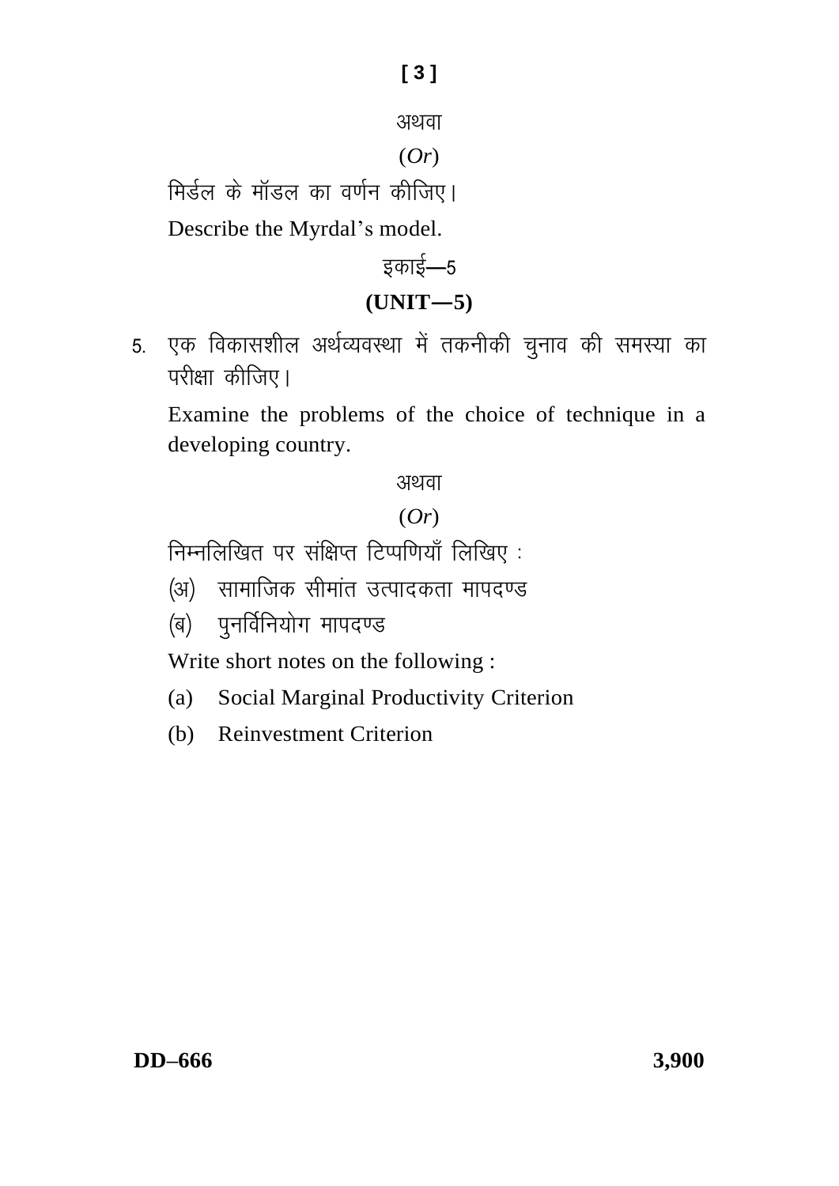अथवा

(*Or*)

मिर्डल के मॉडल का वर्णन कीजिए।

Describe the Myrdal's model.

इकाई—5

**(UNIT—5)**

5. एक विकासशील अर्थव्यवस्था में तकनीकी चुनाव की समस्या का परीक्षा कीजिए।

   Examine the problems of the choice of technique in a developing country.

अथवा

(*Or*)

निम्नलिखित पर संक्षिप्त टिप्पणियाँ लिखिए :

(अ) सामाजिक सीमांत उत्पादकता मापदण्ड

(ब) पुनर्विनियोग मापदण्ड

Write short notes on the following :

(a) Social Marginal Productivity Criterion

(b) Reinvestment Criterion

**DD–666** **3,900**